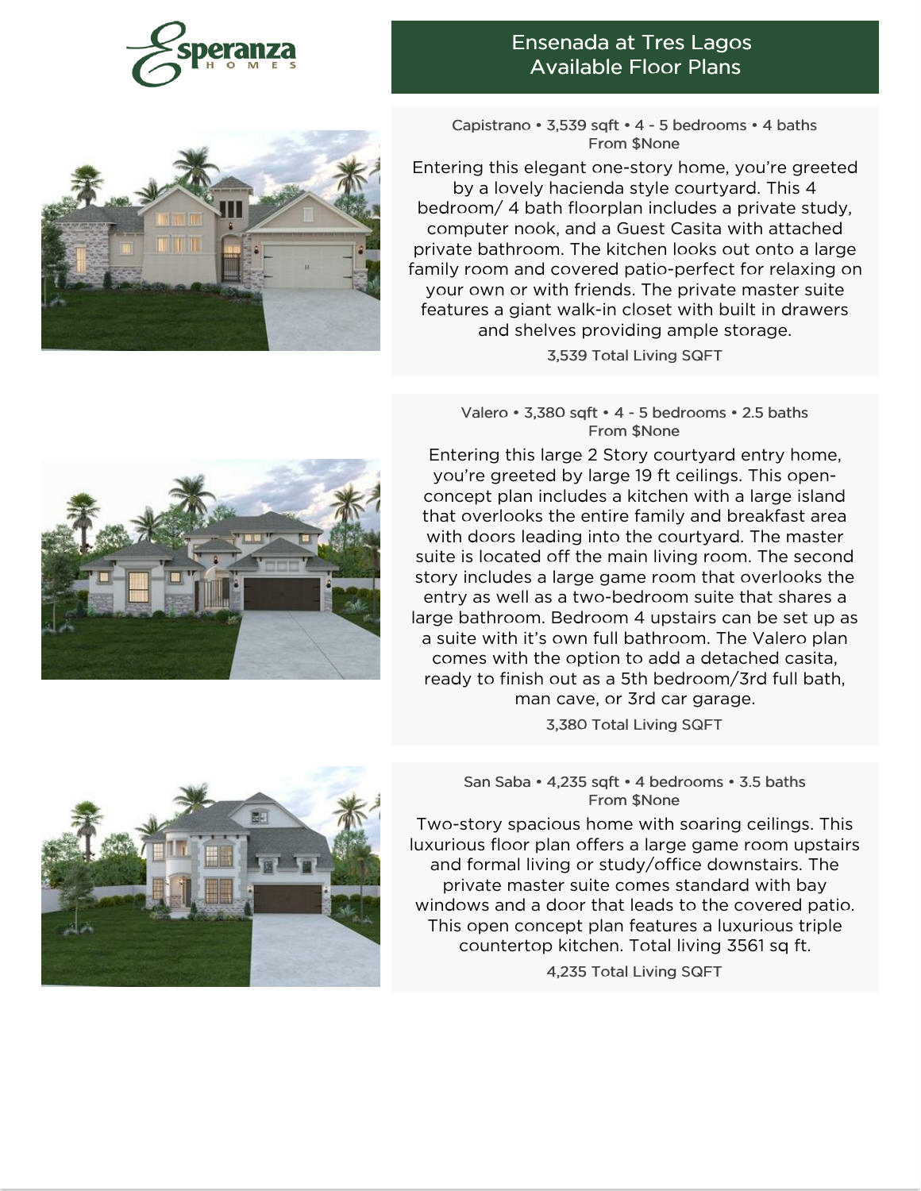Esperanza HOMES

# Ensenada at Tres Lagos Available Floor Plans

## Capistrano • 3,539 sqft • 4 - 5 bedrooms • 4 baths

From $None

Entering this elegant one-story home, you're greeted by a lovely hacienda style courtyard. This 4 bedroom/ 4 bath floorplan includes a private study, computer nook, and a Guest Casita with attached private bathroom. The kitchen looks out onto a large family room and covered patio-perfect for relaxing on your own or with friends. The private master suite features a giant walk-in closet with built in drawers and shelves providing ample storage.

3,539 Total Living SQFT

## Valero • 3,380 sqft • 4 - 5 bedrooms • 2.5 baths

From $None

Entering this large 2 Story courtyard entry home, you're greeted by large 19 ft ceilings. This open-concept plan includes a kitchen with a large island that overlooks the entire family and breakfast area with doors leading into the courtyard. The master suite is located off the main living room. The second story includes a large game room that overlooks the entry as well as a two-bedroom suite that shares a large bathroom. Bedroom 4 upstairs can be set up as a suite with it's own full bathroom. The Valero plan comes with the option to add a detached casita, ready to finish out as a 5th bedroom/3rd full bath, man cave, or 3rd car garage.

3,380 Total Living SQFT

## San Saba • 4,235 sqft • 4 bedrooms • 3.5 baths

From $None

Two-story spacious home with soaring ceilings. This luxurious floor plan offers a large game room upstairs and formal living or study/office downstairs. The private master suite comes standard with bay windows and a door that leads to the covered patio. This open concept plan features a luxurious triple countertop kitchen. Total living 3561 sq ft.

4,235 Total Living SQFT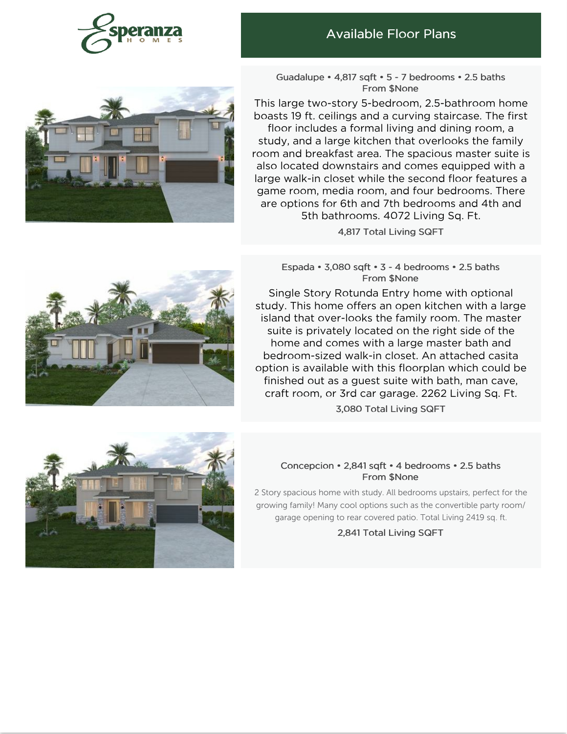Esperanza HOMES

## Available Floor Plans

### Guadalupe • 4,817 sqft • 5 - 7 bedrooms • 2.5 baths

From $None

This large two-story 5-bedroom, 2.5-bathroom home boasts 19 ft. ceilings and a curving staircase. The first floor includes a formal living and dining room, a study, and a large kitchen that overlooks the family room and breakfast area. The spacious master suite is also located downstairs and comes equipped with a large walk-in closet while the second floor features a game room, media room, and four bedrooms. There are options for 6th and 7th bedrooms and 4th and 5th bathrooms. 4072 Living Sq. Ft.

4,817 Total Living SQFT

### Espada • 3,080 sqft • 3 - 4 bedrooms • 2.5 baths

From $None

Single Story Rotunda Entry home with optional study. This home offers an open kitchen with a large island that over-looks the family room. The master suite is privately located on the right side of the home and comes with a large master bath and bedroom-sized walk-in closet. An attached casita option is available with this floorplan which could be finished out as a guest suite with bath, man cave, craft room, or 3rd car garage. 2262 Living Sq. Ft.

3,080 Total Living SQFT

### Concepcion • 2,841 sqft • 4 bedrooms • 2.5 baths

From $None

2 Story spacious home with study. All bedrooms upstairs, perfect for the growing family! Many cool options such as the convertible party room/ garage opening to rear covered patio. Total Living 2419 sq. ft.

2,841 Total Living SQFT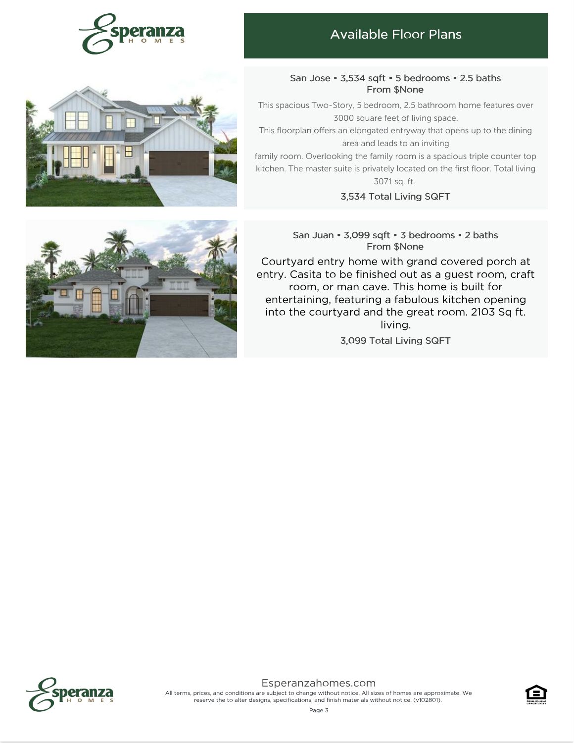## Available Floor Plans

**San Jose • 3,534 sqft • 5 bedrooms • 2.5 baths**
**From $None**

This spacious Two-Story, 5 bedroom, 2.5 bathroom home features over 3000 square feet of living space.
This floorplan offers an elongated entryway that opens up to the dining area and leads to an inviting
family room. Overlooking the family room is a spacious triple counter top kitchen. The master suite is privately located on the first floor. Total living 3071 sq. ft.

**3,534 Total Living SQFT**

**San Juan • 3,099 sqft • 3 bedrooms • 2 baths**
**From $None**

Courtyard entry home with grand covered porch at entry. Casita to be finished out as a guest room, craft room, or man cave. This home is built for entertaining, featuring a fabulous kitchen opening into the courtyard and the great room. 2103 Sq ft. living.

**3,099 Total Living SQFT**

Esperanzahomes.com
All terms, prices, and conditions are subject to change without notice. All sizes of homes are approximate. We reserve the to alter designs, specifications, and finish materials without notice. (v102801).